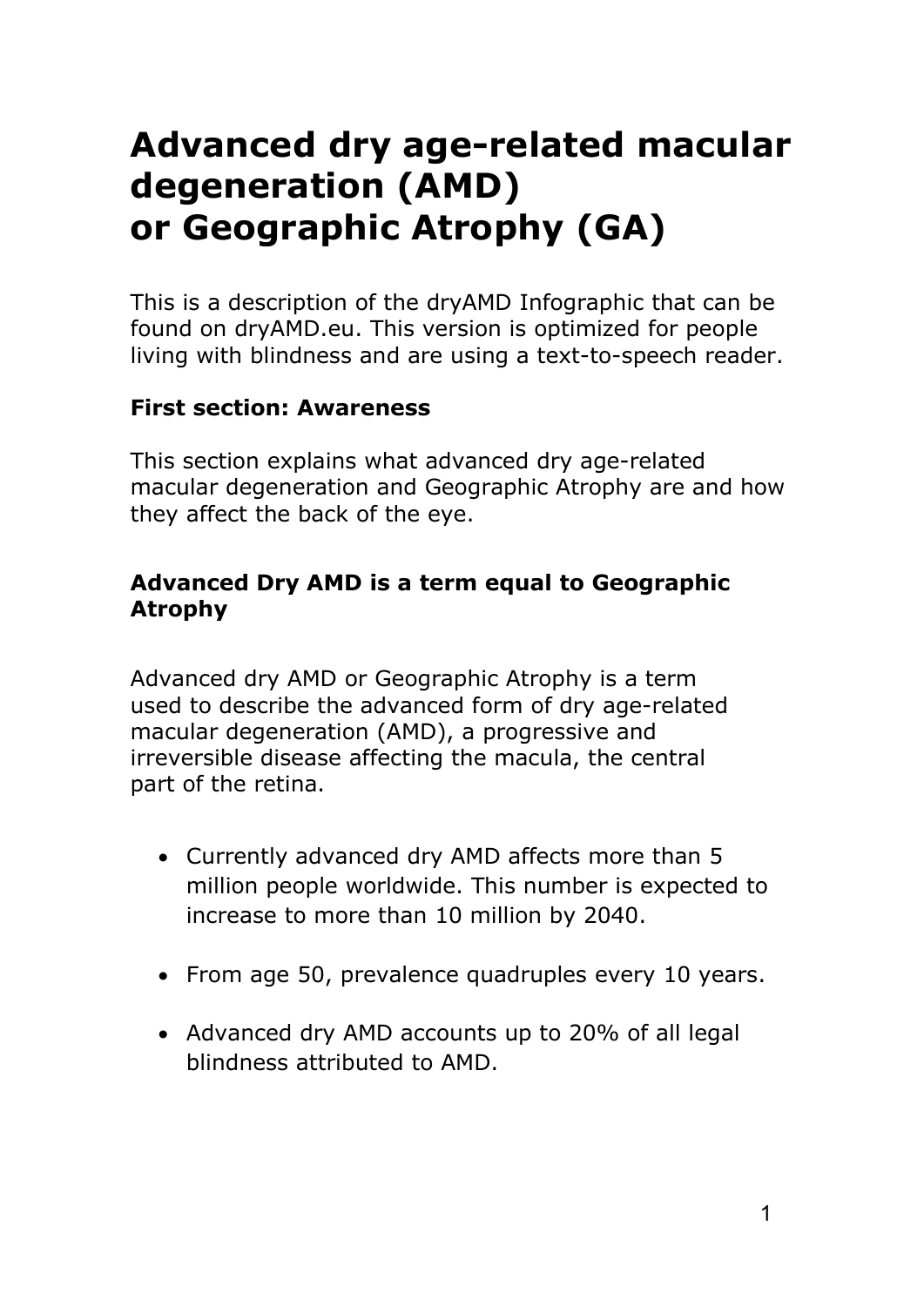# Advanced dry age-related macular degeneration (AMD) or Geographic Atrophy (GA)

This is a description of the dryAMD Infographic that can be found on dryAMD.eu. This version is optimized for people living with blindness and are using a text-to-speech reader.

### First section: Awareness

This section explains what advanced dry age-related macular degeneration and Geographic Atrophy are and how they affect the back of the eye.

### Advanced Dry AMD is a term equal to Geographic Atrophy

Advanced dry AMD or Geographic Atrophy is a term used to describe the advanced form of dry age-related macular degeneration (AMD), a progressive and irreversible disease affecting the macula, the central part of the retina.

- Currently advanced dry AMD affects more than 5 million people worldwide. This number is expected to increase to more than 10 million by 2040.
- From age 50, prevalence quadruples every 10 years.
- Advanced dry AMD accounts up to 20% of all legal blindness attributed to AMD.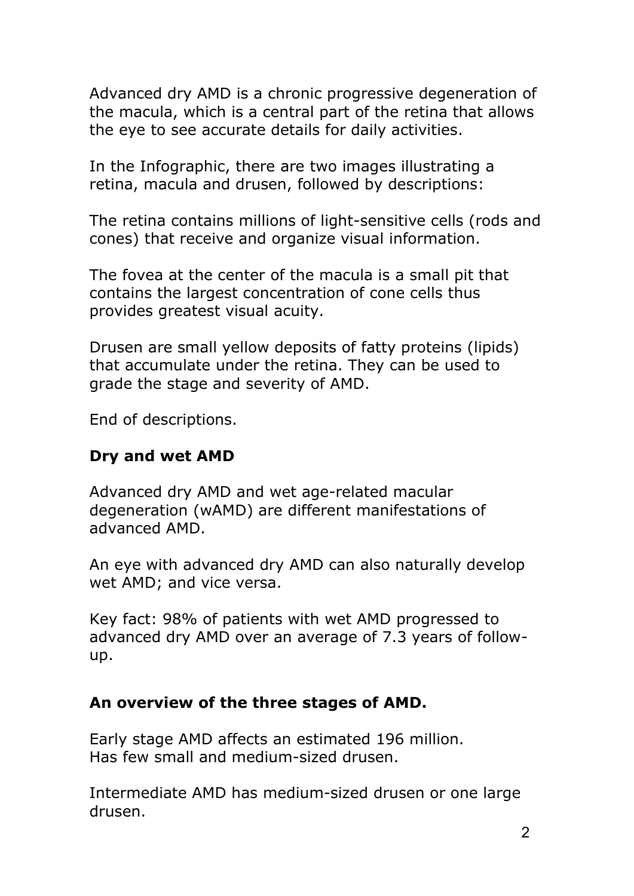Advanced dry AMD is a chronic progressive degeneration of the macula, which is a central part of the retina that allows the eye to see accurate details for daily activities.

In the Infographic, there are two images illustrating a retina, macula and drusen, followed by descriptions:

The retina contains millions of light-sensitive cells (rods and cones) that receive and organize visual information.

The fovea at the center of the macula is a small pit that contains the largest concentration of cone cells thus provides greatest visual acuity.

Drusen are small yellow deposits of fatty proteins (lipids) that accumulate under the retina. They can be used to grade the stage and severity of AMD.

End of descriptions.

### Dry and wet AMD

Advanced dry AMD and wet age-related macular degeneration (wAMD) are different manifestations of advanced AMD.

An eye with advanced dry AMD can also naturally develop wet AMD; and vice versa.

Key fact: 98% of patients with wet AMD progressed to advanced dry AMD over an average of 7.3 years of follow-up.

### An overview of the three stages of AMD.

Early stage AMD affects an estimated 196 million.
Has few small and medium-sized drusen.

Intermediate AMD has medium-sized drusen or one large drusen.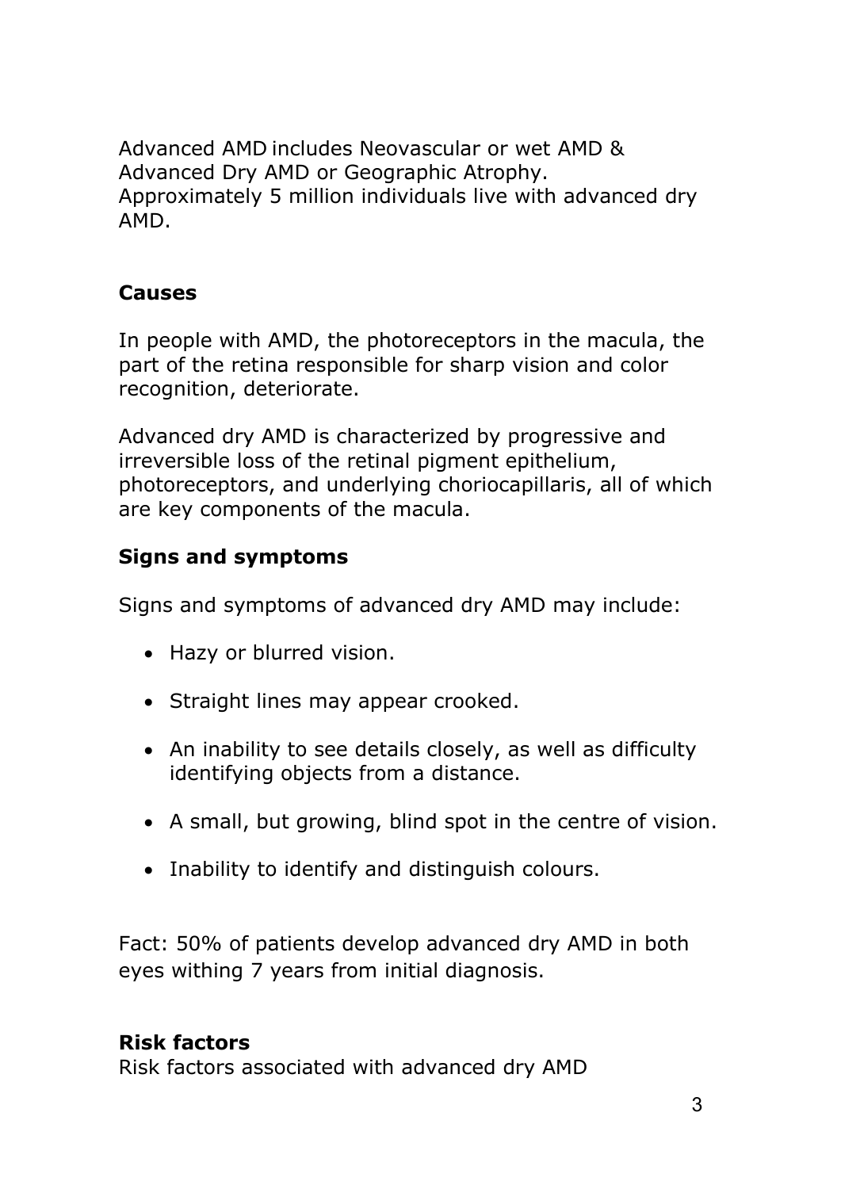Advanced AMD includes Neovascular or wet AMD & Advanced Dry AMD or Geographic Atrophy. Approximately 5 million individuals live with advanced dry AMD.

## Causes

In people with AMD, the photoreceptors in the macula, the part of the retina responsible for sharp vision and color recognition, deteriorate.

Advanced dry AMD is characterized by progressive and irreversible loss of the retinal pigment epithelium, photoreceptors, and underlying choriocapillaris, all of which are key components of the macula.

## Signs and symptoms

Signs and symptoms of advanced dry AMD may include:

- Hazy or blurred vision.
- Straight lines may appear crooked.
- An inability to see details closely, as well as difficulty identifying objects from a distance.
- A small, but growing, blind spot in the centre of vision.
- Inability to identify and distinguish colours.

Fact: 50% of patients develop advanced dry AMD in both eyes withing 7 years from initial diagnosis.

## Risk factors

Risk factors associated with advanced dry AMD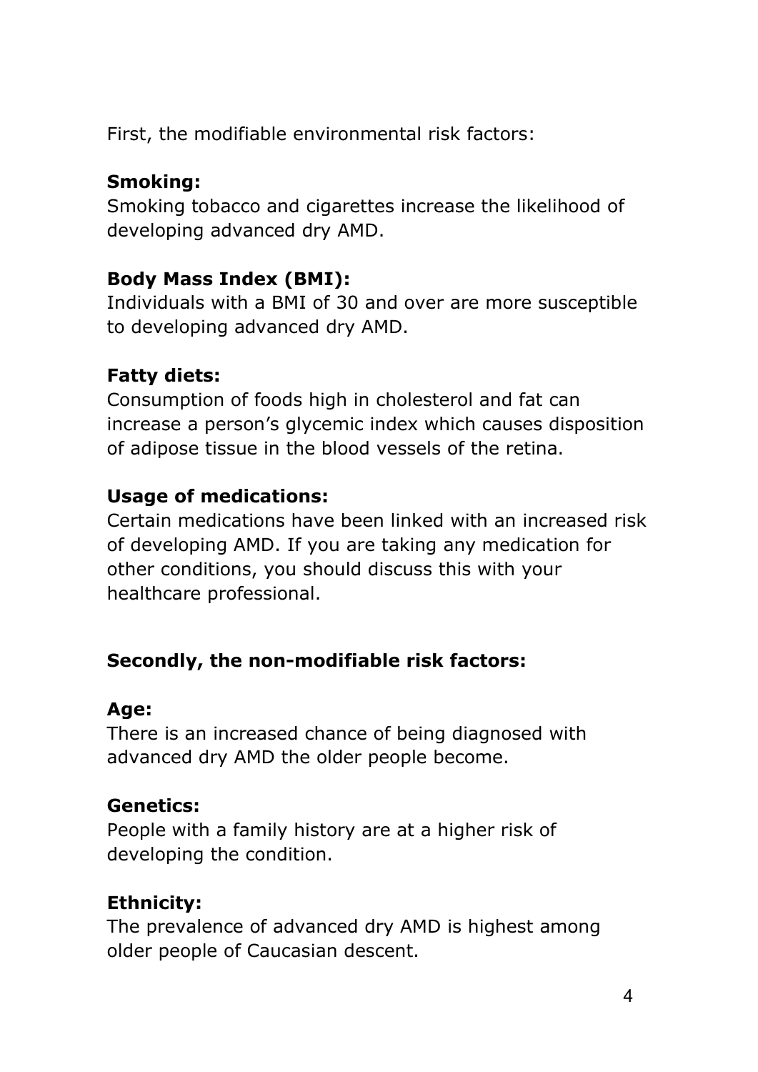First, the modifiable environmental risk factors:

**Smoking:**
Smoking tobacco and cigarettes increase the likelihood of developing advanced dry AMD.

**Body Mass Index (BMI):**
Individuals with a BMI of 30 and over are more susceptible to developing advanced dry AMD.

**Fatty diets:**
Consumption of foods high in cholesterol and fat can increase a person's glycemic index which causes disposition of adipose tissue in the blood vessels of the retina.

**Usage of medications:**
Certain medications have been linked with an increased risk of developing AMD. If you are taking any medication for other conditions, you should discuss this with your healthcare professional.

**Secondly, the non-modifiable risk factors:**

**Age:**
There is an increased chance of being diagnosed with advanced dry AMD the older people become.

**Genetics:**
People with a family history are at a higher risk of developing the condition.

**Ethnicity:**
The prevalence of advanced dry AMD is highest among older people of Caucasian descent.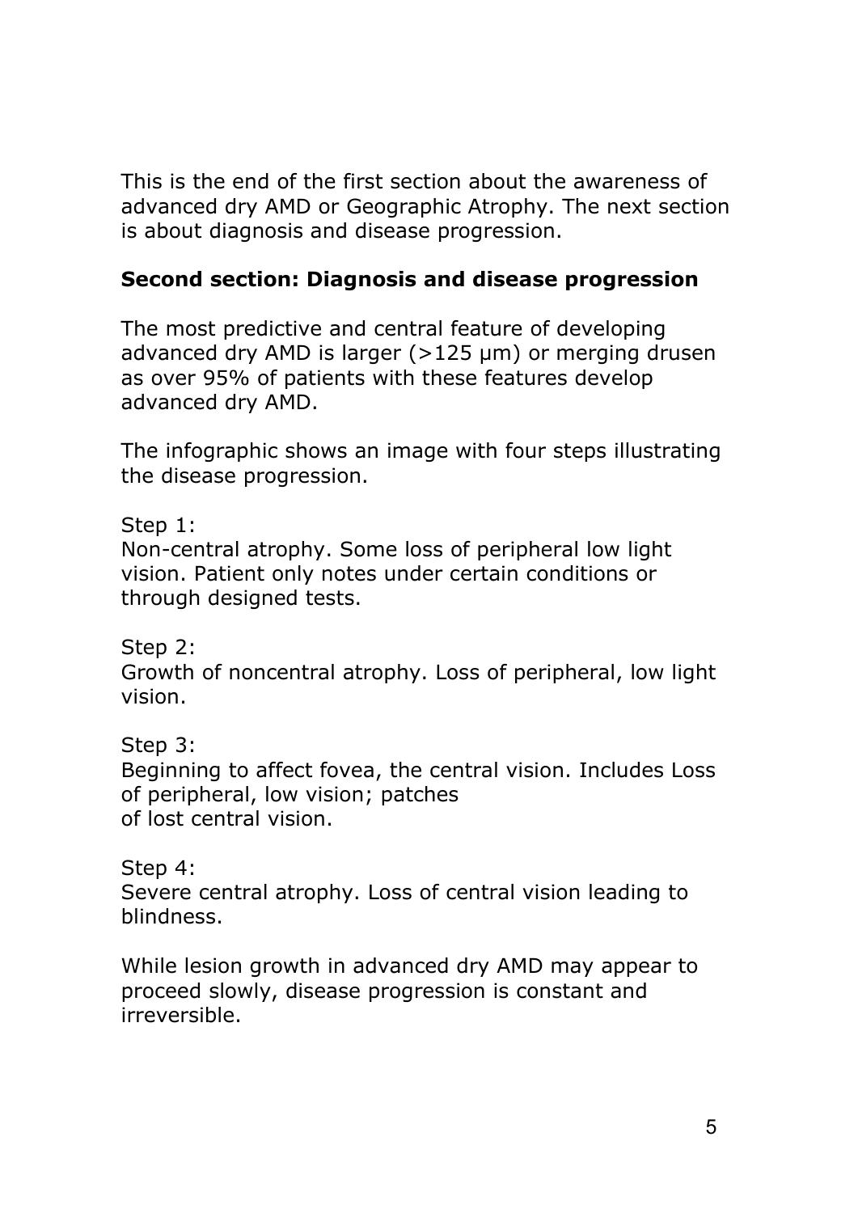This is the end of the first section about the awareness of advanced dry AMD or Geographic Atrophy. The next section is about diagnosis and disease progression.

**Second section: Diagnosis and disease progression**

The most predictive and central feature of developing advanced dry AMD is larger (>125 μm) or merging drusen as over 95% of patients with these features develop advanced dry AMD.

The infographic shows an image with four steps illustrating the disease progression.

Step 1:
Non-central atrophy. Some loss of peripheral low light vision. Patient only notes under certain conditions or through designed tests.

Step 2:
Growth of noncentral atrophy. Loss of peripheral, low light vision.

Step 3:
Beginning to affect fovea, the central vision. Includes Loss of peripheral, low vision; patches of lost central vision.

Step 4:
Severe central atrophy. Loss of central vision leading to blindness.

While lesion growth in advanced dry AMD may appear to proceed slowly, disease progression is constant and irreversible.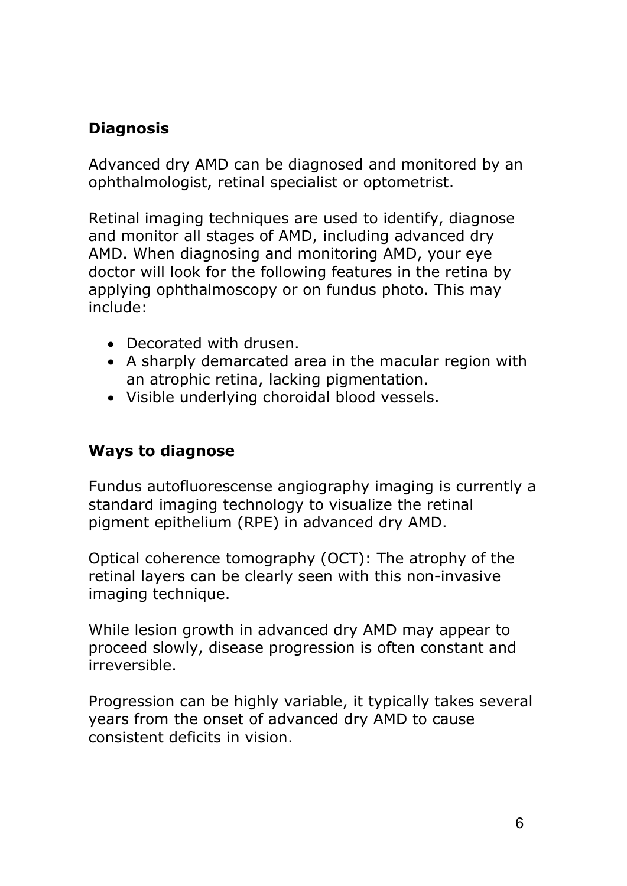## Diagnosis

Advanced dry AMD can be diagnosed and monitored by an ophthalmologist, retinal specialist or optometrist.

Retinal imaging techniques are used to identify, diagnose and monitor all stages of AMD, including advanced dry AMD. When diagnosing and monitoring AMD, your eye doctor will look for the following features in the retina by applying ophthalmoscopy or on fundus photo. This may include:

- Decorated with drusen.
- A sharply demarcated area in the macular region with an atrophic retina, lacking pigmentation.
- Visible underlying choroidal blood vessels.

## Ways to diagnose

Fundus autofluorescense angiography imaging is currently a standard imaging technology to visualize the retinal pigment epithelium (RPE) in advanced dry AMD.

Optical coherence tomography (OCT): The atrophy of the retinal layers can be clearly seen with this non-invasive imaging technique.

While lesion growth in advanced dry AMD may appear to proceed slowly, disease progression is often constant and irreversible.

Progression can be highly variable, it typically takes several years from the onset of advanced dry AMD to cause consistent deficits in vision.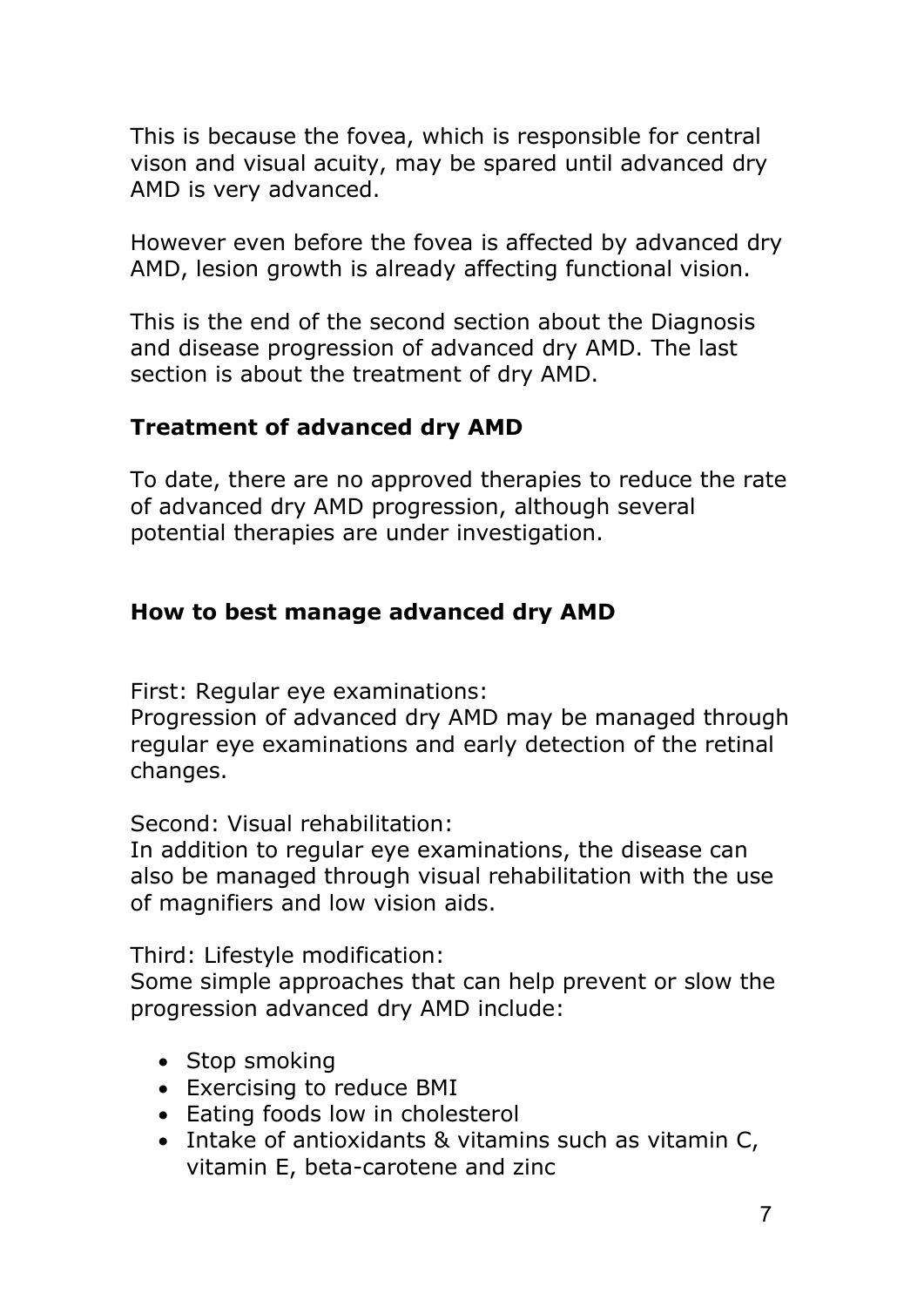This is because the fovea, which is responsible for central vison and visual acuity, may be spared until advanced dry AMD is very advanced.

However even before the fovea is affected by advanced dry AMD, lesion growth is already affecting functional vision.

This is the end of the second section about the Diagnosis and disease progression of advanced dry AMD. The last section is about the treatment of dry AMD.

## Treatment of advanced dry AMD

To date, there are no approved therapies to reduce the rate of advanced dry AMD progression, although several potential therapies are under investigation.

## How to best manage advanced dry AMD

First: Regular eye examinations:
Progression of advanced dry AMD may be managed through regular eye examinations and early detection of the retinal changes.

Second: Visual rehabilitation:
In addition to regular eye examinations, the disease can also be managed through visual rehabilitation with the use of magnifiers and low vision aids.

Third: Lifestyle modification:
Some simple approaches that can help prevent or slow the progression advanced dry AMD include:

- Stop smoking
- Exercising to reduce BMI
- Eating foods low in cholesterol
- Intake of antioxidants & vitamins such as vitamin C, vitamin E, beta-carotene and zinc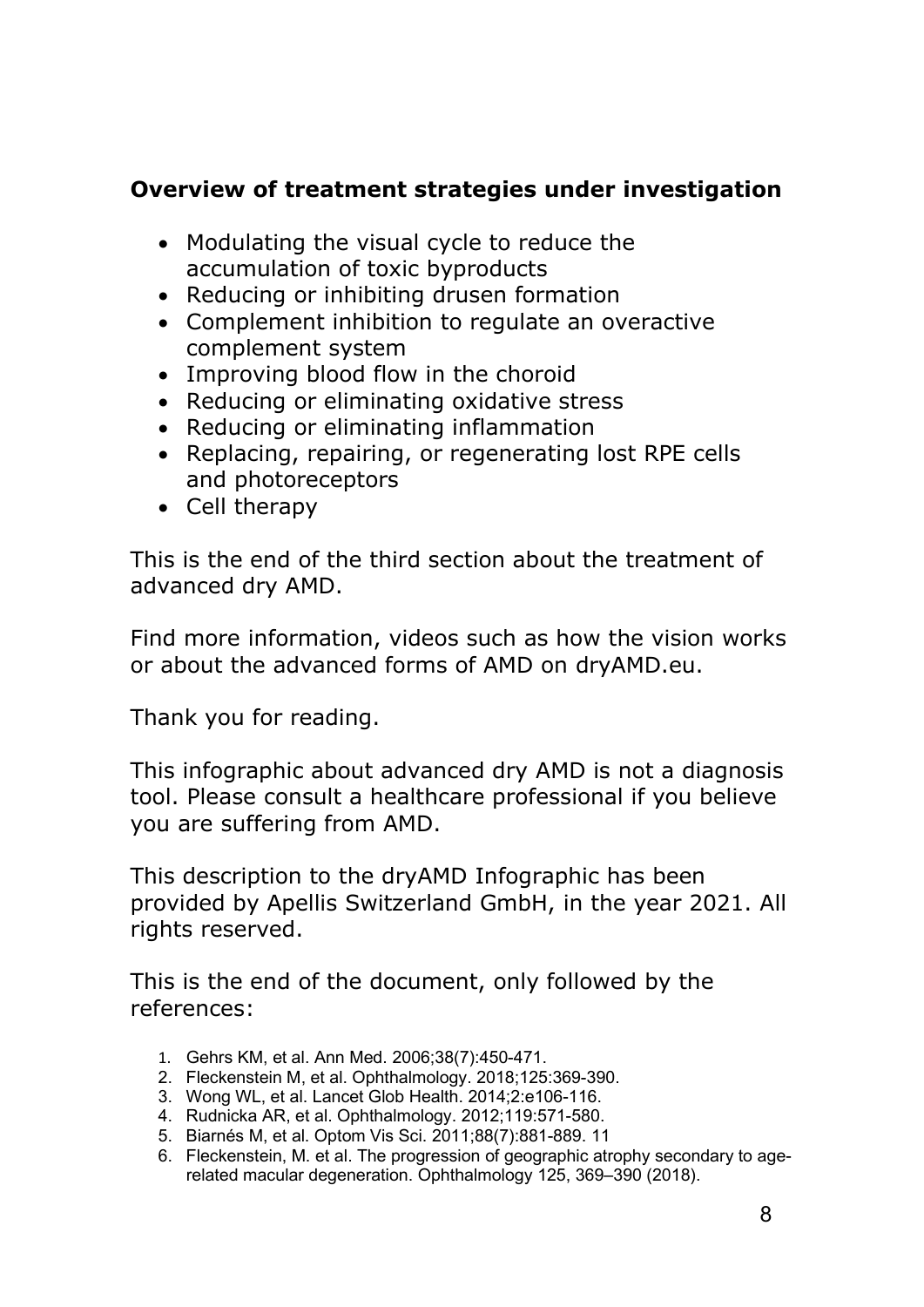**Overview of treatment strategies under investigation**

- Modulating the visual cycle to reduce the accumulation of toxic byproducts
- Reducing or inhibiting drusen formation
- Complement inhibition to regulate an overactive complement system
- Improving blood flow in the choroid
- Reducing or eliminating oxidative stress
- Reducing or eliminating inflammation
- Replacing, repairing, or regenerating lost RPE cells and photoreceptors
- Cell therapy

This is the end of the third section about the treatment of advanced dry AMD.

Find more information, videos such as how the vision works or about the advanced forms of AMD on dryAMD.eu.

Thank you for reading.

This infographic about advanced dry AMD is not a diagnosis tool. Please consult a healthcare professional if you believe you are suffering from AMD.

This description to the dryAMD Infographic has been provided by Apellis Switzerland GmbH, in the year 2021. All rights reserved.

This is the end of the document, only followed by the references:

1. Gehrs KM, et al. Ann Med. 2006;38(7):450-471.
2. Fleckenstein M, et al. Ophthalmology. 2018;125:369-390.
3. Wong WL, et al. Lancet Glob Health. 2014;2:e106-116.
4. Rudnicka AR, et al. Ophthalmology. 2012;119:571-580.
5. Biarnés M, et al. Optom Vis Sci. 2011;88(7):881-889. 11
6. Fleckenstein, M. et al. The progression of geographic atrophy secondary to age-related macular degeneration. Ophthalmology 125, 369–390 (2018).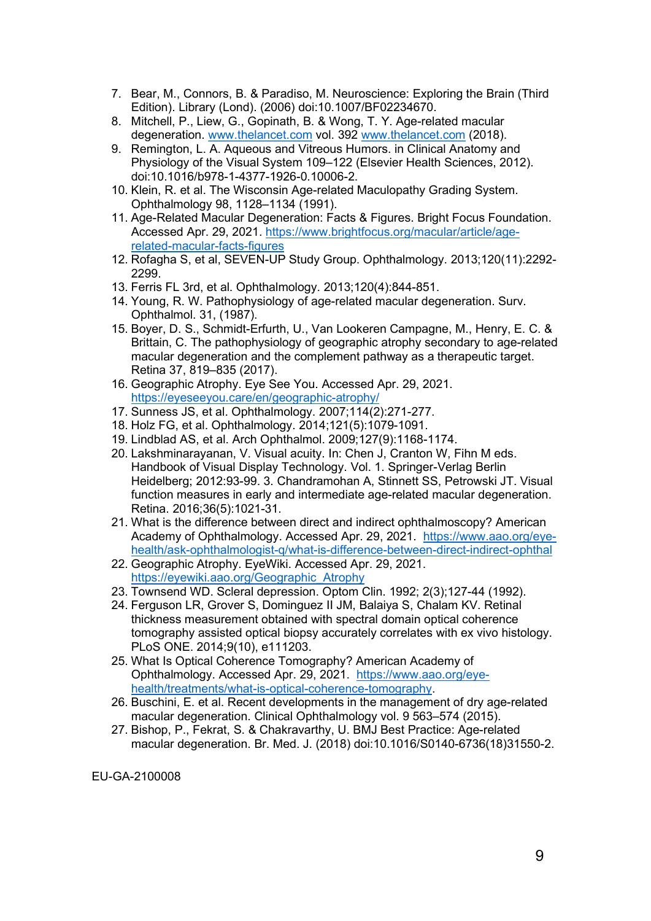7. Bear, M., Connors, B. & Paradiso, M. Neuroscience: Exploring the Brain (Third Edition). Library (Lond). (2006) doi:10.1007/BF02234670.
8. Mitchell, P., Liew, G., Gopinath, B. & Wong, T. Y. Age-related macular degeneration. www.thelancet.com vol. 392 www.thelancet.com (2018).
9. Remington, L. A. Aqueous and Vitreous Humors. in Clinical Anatomy and Physiology of the Visual System 109–122 (Elsevier Health Sciences, 2012). doi:10.1016/b978-1-4377-1926-0.10006-2.
10. Klein, R. et al. The Wisconsin Age-related Maculopathy Grading System. Ophthalmology 98, 1128–1134 (1991).
11. Age-Related Macular Degeneration: Facts & Figures. Bright Focus Foundation. Accessed Apr. 29, 2021. https://www.brightfocus.org/macular/article/age-related-macular-facts-figures
12. Rofagha S, et al, SEVEN-UP Study Group. Ophthalmology. 2013;120(11):2292-2299.
13. Ferris FL 3rd, et al. Ophthalmology. 2013;120(4):844-851.
14. Young, R. W. Pathophysiology of age-related macular degeneration. Surv. Ophthalmol. 31, (1987).
15. Boyer, D. S., Schmidt-Erfurth, U., Van Lookeren Campagne, M., Henry, E. C. & Brittain, C. The pathophysiology of geographic atrophy secondary to age-related macular degeneration and the complement pathway as a therapeutic target. Retina 37, 819–835 (2017).
16. Geographic Atrophy. Eye See You. Accessed Apr. 29, 2021. https://eyeseeyou.care/en/geographic-atrophy/
17. Sunness JS, et al. Ophthalmology. 2007;114(2):271-277.
18. Holz FG, et al. Ophthalmology. 2014;121(5):1079-1091.
19. Lindblad AS, et al. Arch Ophthalmol. 2009;127(9):1168-1174.
20. Lakshminarayanan, V. Visual acuity. In: Chen J, Cranton W, Fihn M eds. Handbook of Visual Display Technology. Vol. 1. Springer-Verlag Berlin Heidelberg; 2012:93-99. 3. Chandramohan A, Stinnett SS, Petrowski JT. Visual function measures in early and intermediate age-related macular degeneration. Retina. 2016;36(5):1021-31.
21. What is the difference between direct and indirect ophthalmoscopy? American Academy of Ophthalmology. Accessed Apr. 29, 2021. https://www.aao.org/eye-health/ask-ophthalmologist-q/what-is-difference-between-direct-indirect-ophthal
22. Geographic Atrophy. EyeWiki. Accessed Apr. 29, 2021. https://eyewiki.aao.org/Geographic_Atrophy
23. Townsend WD. Scleral depression. Optom Clin. 1992; 2(3);127-44 (1992).
24. Ferguson LR, Grover S, Dominguez II JM, Balaiya S, Chalam KV. Retinal thickness measurement obtained with spectral domain optical coherence tomography assisted optical biopsy accurately correlates with ex vivo histology. PLoS ONE. 2014;9(10), e111203.
25. What Is Optical Coherence Tomography? American Academy of Ophthalmology. Accessed Apr. 29, 2021. https://www.aao.org/eye-health/treatments/what-is-optical-coherence-tomography.
26. Buschini, E. et al. Recent developments in the management of dry age-related macular degeneration. Clinical Ophthalmology vol. 9 563–574 (2015).
27. Bishop, P., Fekrat, S. & Chakravarthy, U. BMJ Best Practice: Age-related macular degeneration. Br. Med. J. (2018) doi:10.1016/S0140-6736(18)31550-2.

EU-GA-2100008